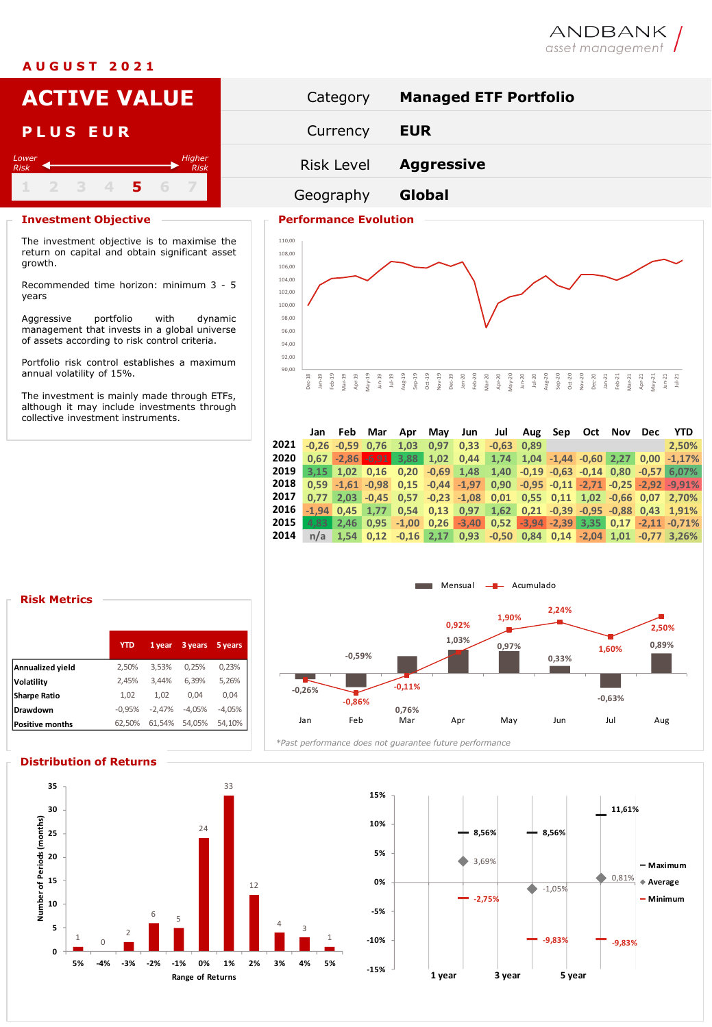ANDBANK asset management

**AUGUST 2021**

# ACTIVE VALUE PLUS EUR

Lower Risk ← → Higher Risk

1 2 3 4 **5** 6 7

| Category | **Managed ETF Portfolio** |
|---|---|
| Currency | **EUR** |
| Risk Level | **Aggressive** |
| Geography | **Global** |

## Investment Objective

The investment objective is to maximise the return on capital and obtain significant asset growth.

Recommended time horizon: minimum 3 - 5 years

Aggressive portfolio with dynamic management that invests in a global universe of assets according to risk control criteria.

Portfolio risk control establishes a maximum annual volatility of 15%.

The investment is mainly made through ETFs, although it may include investments through collective investment instruments.

## Performance Evolution

| | Jan | Feb | Mar | Apr | May | Jun | Jul | Aug | Sep | Oct | Nov | Dec | YTD |
|---|---|---|---|---|---|---|---|---|---|---|---|---|---|
| 2021 | -0,26 | -0,59 | 0,76 | 1,03 | 0,97 | 0,33 | -0,63 | 0,89 | | | | | 2,50% |
| 2020 | 0,67 | -2,86 | -6,91 | 3,88 | 1,02 | 0,44 | 1,74 | 1,04 | -1,44 | -0,60 | 2,27 | 0,00 | -1,17% |
| 2019 | 3,15 | 1,02 | 0,16 | 0,20 | -0,69 | 1,48 | 1,40 | -0,19 | -0,63 | -0,14 | 0,80 | -0,57 | 6,07% |
| 2018 | 0,59 | -1,61 | -0,98 | 0,15 | -0,44 | -1,97 | 0,90 | -0,95 | -0,11 | -2,71 | -0,25 | -2,92 | -9,91% |
| 2017 | 0,77 | 2,03 | -0,45 | 0,57 | -0,23 | -1,08 | 0,01 | 0,55 | 0,11 | 1,02 | -0,66 | 0,07 | 2,70% |
| 2016 | -1,94 | 0,45 | 1,77 | 0,54 | 0,13 | 0,97 | 1,62 | 0,21 | -0,39 | -0,95 | -0,88 | 0,43 | 1,91% |
| 2015 | 4,83 | 2,46 | 0,95 | -1,00 | 0,26 | -3,40 | 0,52 | -3,94 | -2,39 | 3,35 | 0,17 | -2,11 | -0,71% |
| 2014 | n/a | 1,54 | 0,12 | -0,16 | 2,17 | 0,93 | -0,50 | 0,84 | 0,14 | -2,04 | 1,01 | -0,77 | 3,26% |

| | Jan | Feb | Mar | Apr | May | Jun | Jul | Aug |
|---|---|---|---|---|---|---|---|---|
| Mensual | -0,26% | -0,59% | 0,76% | 1,03% | 0,97% | 0,33% | -0,63% | 0,89% |
| Acumulado | -0,26% | -0,86% | -0,11% | 0,92% | 1,90% | 2,24% | 1,60% | 2,50% |

*Past performance does not guarantee future performance*

## Risk Metrics

| | YTD | 1 year | 3 years | 5 years |
|---|---|---|---|---|
| Annualized yield | 2,50% | 3,53% | 0,25% | 0,23% |
| Volatility | 2,45% | 3,44% | 6,39% | 5,26% |
| Sharpe Ratio | 1,02 | 1,02 | 0,04 | 0,04 |
| Drawdown | -0,95% | -2,47% | -4,05% | -4,05% |
| Positive months | 62,50% | 61,54% | 54,05% | 54,10% |

## Distribution of Returns

| Range of Returns | 5% | -4% | -3% | -2% | -1% | 0% | 1% | 2% | 3% | 4% | 5% |
|---|---|---|---|---|---|---|---|---|---|---|---|
| Number of Periods (months) | 1 | 0 | 2 | 6 | 5 | 24 | 33 | 12 | 4 | 3 | 1 |

| | 1 year | 3 year | 5 year |
|---|---|---|---|
| Maximum | 8,56% | 8,56% | 11,61% |
| Average | 3,69% | -1,05% | 0,81% |
| Minimum | -2,75% | -9,83% | -9,83% |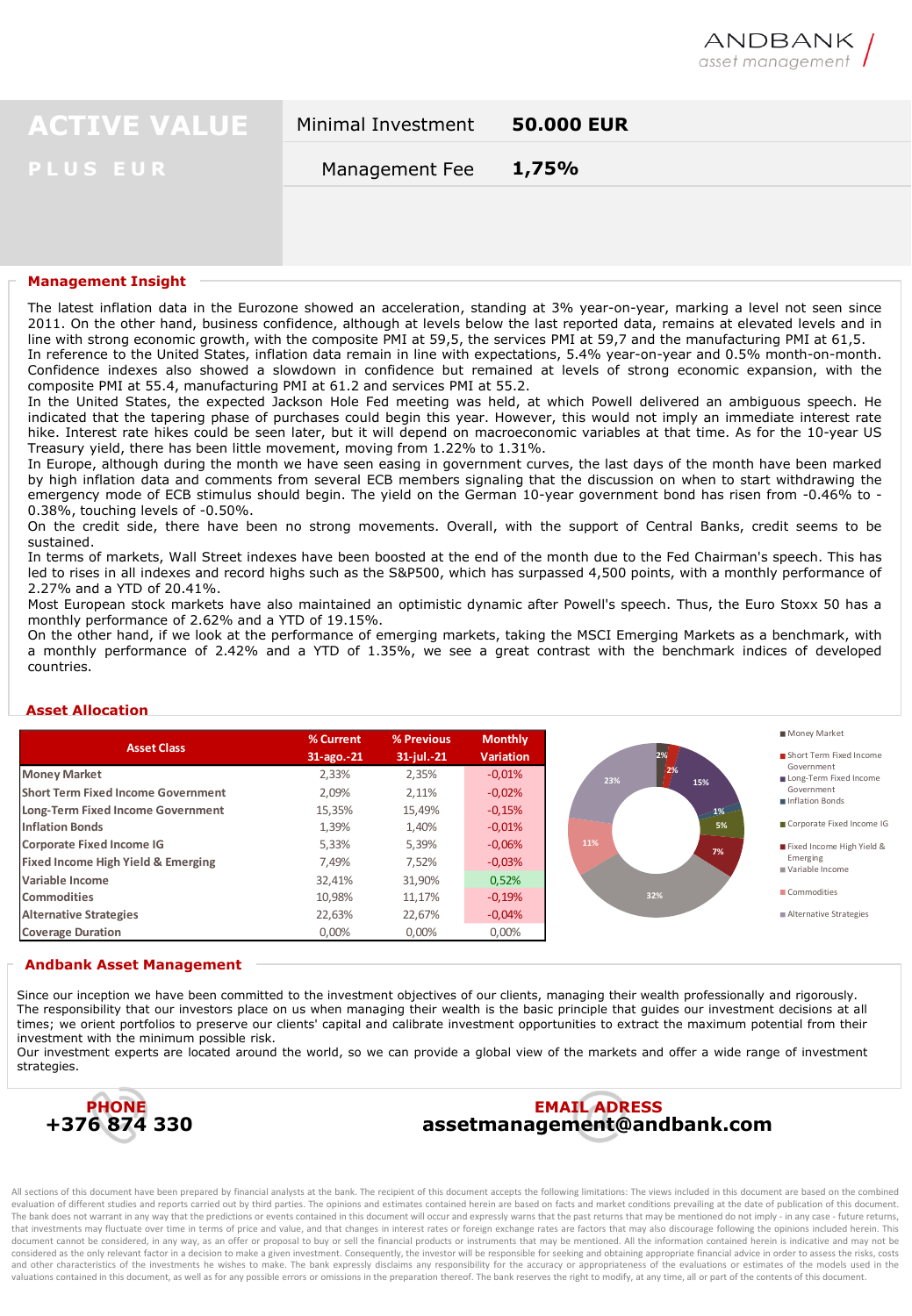# ACTIVE VALUE

**PLUS EUR**

| | |
|---|---|
| Minimal Investment | **50.000 EUR** |
| Management Fee | **1,75%** |

## Management Insight

The latest inflation data in the Eurozone showed an acceleration, standing at 3% year-on-year, marking a level not seen since 2011. On the other hand, business confidence, although at levels below the last reported data, remains at elevated levels and in line with strong economic growth, with the composite PMI at 59,5, the services PMI at 59,7 and the manufacturing PMI at 61,5.
In reference to the United States, inflation data remain in line with expectations, 5.4% year-on-year and 0.5% month-on-month. Confidence indexes also showed a slowdown in confidence but remained at levels of strong economic expansion, with the composite PMI at 55.4, manufacturing PMI at 61.2 and services PMI at 55.2.
In the United States, the expected Jackson Hole Fed meeting was held, at which Powell delivered an ambiguous speech. He indicated that the tapering phase of purchases could begin this year. However, this would not imply an immediate interest rate hike. Interest rate hikes could be seen later, but it will depend on macroeconomic variables at that time. As for the 10-year US Treasury yield, there has been little movement, moving from 1.22% to 1.31%.
In Europe, although during the month we have seen easing in government curves, the last days of the month have been marked by high inflation data and comments from several ECB members signaling that the discussion on when to start withdrawing the emergency mode of ECB stimulus should begin. The yield on the German 10-year government bond has risen from -0.46% to -0.38%, touching levels of -0.50%.
On the credit side, there have been no strong movements. Overall, with the support of Central Banks, credit seems to be sustained.
In terms of markets, Wall Street indexes have been boosted at the end of the month due to the Fed Chairman's speech. This has led to rises in all indexes and record highs such as the S&P500, which has surpassed 4,500 points, with a monthly performance of 2.27% and a YTD of 20.41%.
Most European stock markets have also maintained an optimistic dynamic after Powell's speech. Thus, the Euro Stoxx 50 has a monthly performance of 2.62% and a YTD of 19.15%.
On the other hand, if we look at the performance of emerging markets, taking the MSCI Emerging Markets as a benchmark, with a monthly performance of 2.42% and a YTD of 1.35%, we see a great contrast with the benchmark indices of developed countries.

## Asset Allocation

| Asset Class | % Current 31-ago.-21 | % Previous 31-jul.-21 | Monthly Variation |
|---|---|---|---|
| Money Market | 2,33% | 2,35% | -0,01% |
| Short Term Fixed Income Government | 2,09% | 2,11% | -0,02% |
| Long-Term Fixed Income Government | 15,35% | 15,49% | -0,15% |
| Inflation Bonds | 1,39% | 1,40% | -0,01% |
| Corporate Fixed Income IG | 5,33% | 5,39% | -0,06% |
| Fixed Income High Yield & Emerging | 7,49% | 7,52% | -0,03% |
| Variable Income | 32,41% | 31,90% | 0,52% |
| Commodities | 10,98% | 11,17% | -0,19% |
| Alternative Strategies | 22,63% | 22,67% | -0,04% |
| Coverage Duration | 0,00% | 0,00% | 0,00% |

2%
2%
15%
1%
5%
7%
32%
11%
23%

Money Market
Short Term Fixed Income Government
Long-Term Fixed Income Government
Inflation Bonds
Corporate Fixed Income IG
Fixed Income High Yield & Emerging
Variable Income
Commodities
Alternative Strategies

## Andbank Asset Management

Since our inception we have been committed to the investment objectives of our clients, managing their wealth professionally and rigorously. The responsibility that our investors place on us when managing their wealth is the basic principle that guides our investment decisions at all times; we orient portfolios to preserve our clients' capital and calibrate investment opportunities to extract the maximum potential from their investment with the minimum possible risk.
Our investment experts are located around the world, so we can provide a global view of the markets and offer a wide range of investment strategies.

**PHONE**
**+376 874 330**

**EMAIL ADRESS**
**assetmanagement@andbank.com**

All sections of this document have been prepared by financial analysts at the bank. The recipient of this document accepts the following limitations: The views included in this document are based on the combined evaluation of different studies and reports carried out by third parties. The opinions and estimates contained herein are based on facts and market conditions prevailing at the date of publication of this document. The bank does not warrant in any way that the predictions or events contained in this document will occur and expressly warns that the past returns that may be mentioned do not imply - in any case - future returns, that investments may fluctuate over time in terms of price and value, and that changes in interest rates or foreign exchange rates are factors that may also discourage following the opinions included herein. This document cannot be considered, in any way, as an offer or proposal to buy or sell the financial products or instruments that may be mentioned. All the information contained herein is indicative and may not be considered as the only relevant factor in a decision to make a given investment. Consequently, the investor will be responsible for seeking and obtaining appropriate financial advice in order to assess the risks, costs and other characteristics of the investments he wishes to make. The bank expressly disclaims any responsibility for the accuracy or appropriateness of the evaluations or estimates of the models used in the valuations contained in this document, as well as for any possible errors or omissions in the preparation thereof. The bank reserves the right to modify, at any time, all or part of the contents of this document.